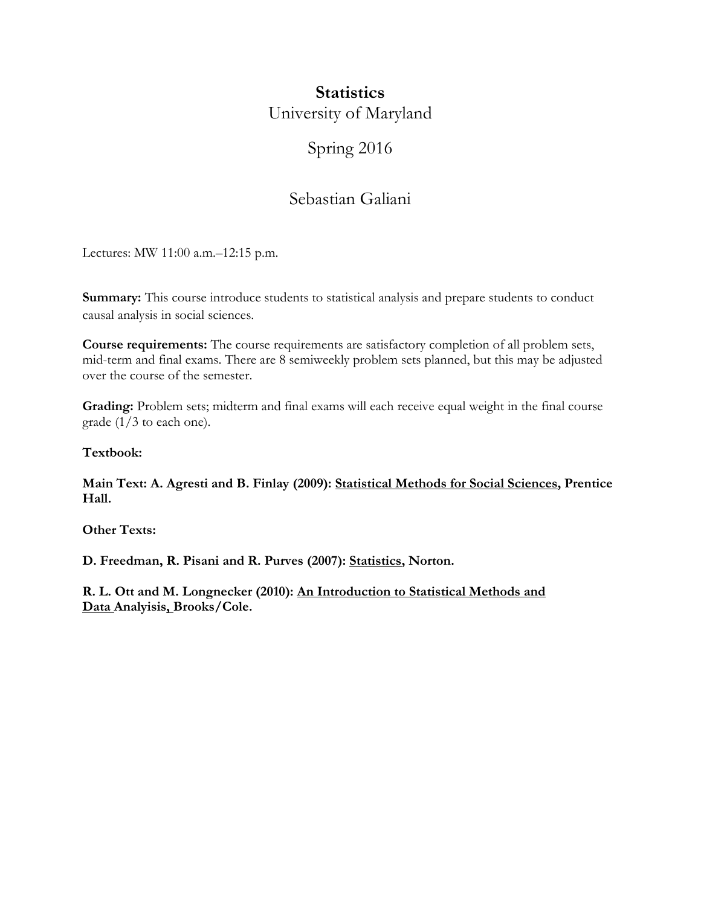# Statistics

University of Maryland

Spring 2016

Sebastian Galiani

Lectures: MW 11:00 a.m.–12:15 p.m.

**Summary:** This course introduce students to statistical analysis and prepare students to conduct causal analysis in social sciences.

**Course requirements:** The course requirements are satisfactory completion of all problem sets, mid-term and final exams. There are 8 semiweekly problem sets planned, but this may be adjusted over the course of the semester.

**Grading:** Problem sets; midterm and final exams will each receive equal weight in the final course grade (1/3 to each one).

**Textbook:**

**Main Text: A. Agresti and B. Finlay (2009): <u>Statistical Methods for Social Sciences</u>, Prentice Hall.**

**Other Texts:**

**D. Freedman, R. Pisani and R. Purves (2007): <u>Statistics</u>, Norton.**

**R. L. Ott and M. Longnecker (2010): <u>An Introduction to Statistical Methods and Data Analyisis</u>, Brooks/Cole.**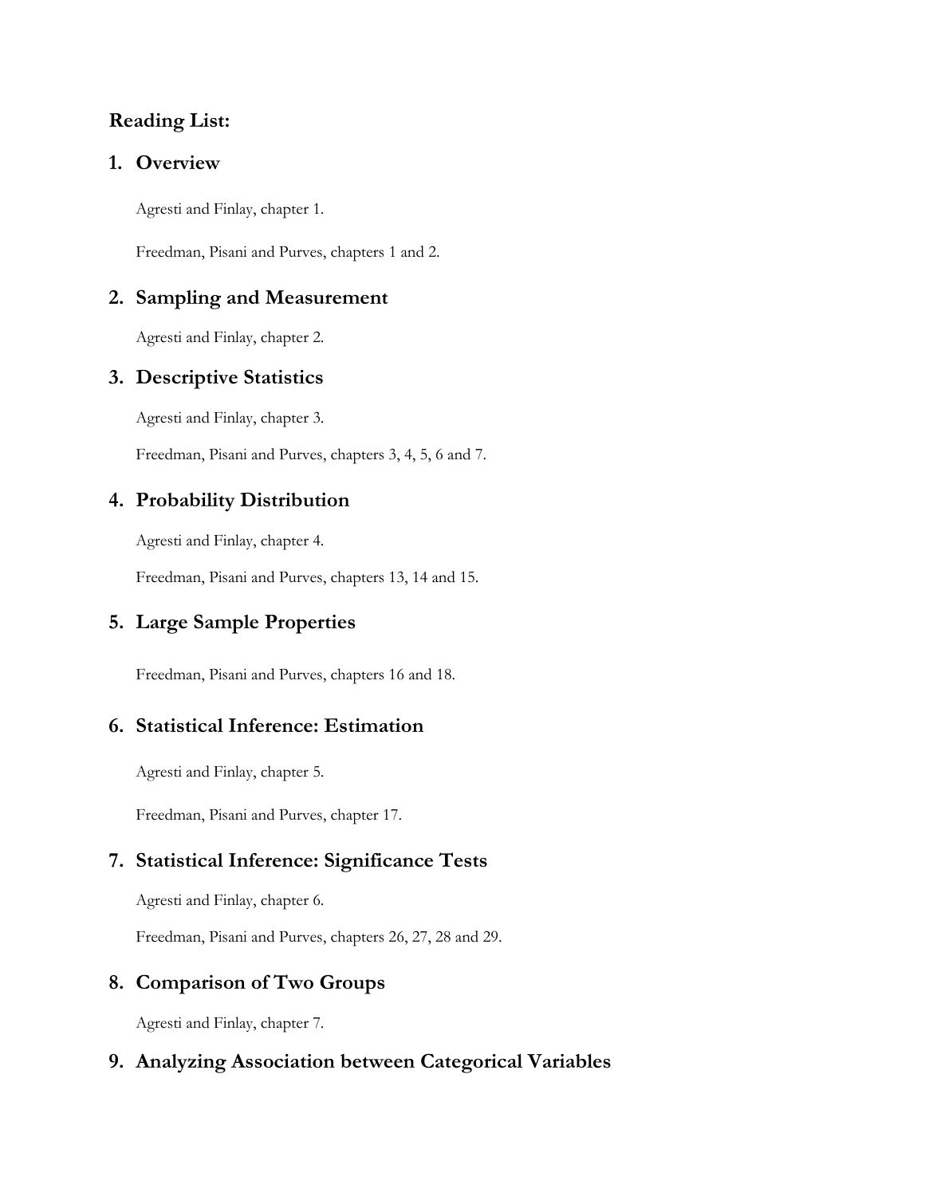**Reading List:**

## 1. Overview

Agresti and Finlay, chapter 1.

Freedman, Pisani and Purves, chapters 1 and 2.

## 2. Sampling and Measurement

Agresti and Finlay, chapter 2.

## 3. Descriptive Statistics

Agresti and Finlay, chapter 3.

Freedman, Pisani and Purves, chapters 3, 4, 5, 6 and 7.

## 4. Probability Distribution

Agresti and Finlay, chapter 4.

Freedman, Pisani and Purves, chapters 13, 14 and 15.

## 5. Large Sample Properties

Freedman, Pisani and Purves, chapters 16 and 18.

## 6. Statistical Inference: Estimation

Agresti and Finlay, chapter 5.

Freedman, Pisani and Purves, chapter 17.

## 7. Statistical Inference: Significance Tests

Agresti and Finlay, chapter 6.

Freedman, Pisani and Purves, chapters 26, 27, 28 and 29.

## 8. Comparison of Two Groups

Agresti and Finlay, chapter 7.

## 9. Analyzing Association between Categorical Variables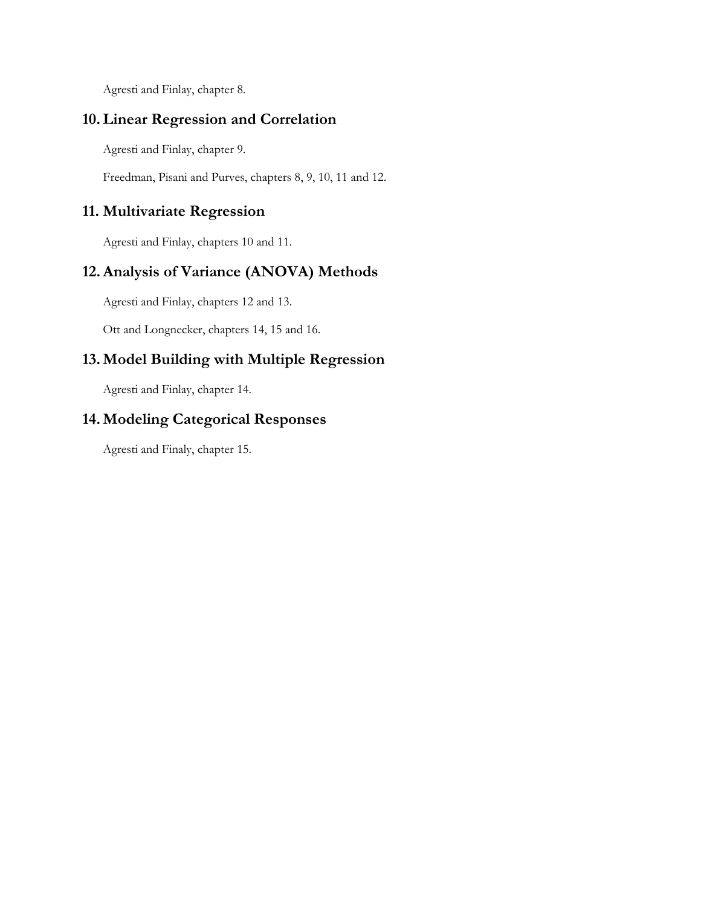Agresti and Finlay, chapter 8.

## 10. Linear Regression and Correlation

Agresti and Finlay, chapter 9.

Freedman, Pisani and Purves, chapters 8, 9, 10, 11 and 12.

## 11. Multivariate Regression

Agresti and Finlay, chapters 10 and 11.

## 12. Analysis of Variance (ANOVA) Methods

Agresti and Finlay, chapters 12 and 13.

Ott and Longnecker, chapters 14, 15 and 16.

## 13. Model Building with Multiple Regression

Agresti and Finlay, chapter 14.

## 14. Modeling Categorical Responses

Agresti and Finaly, chapter 15.